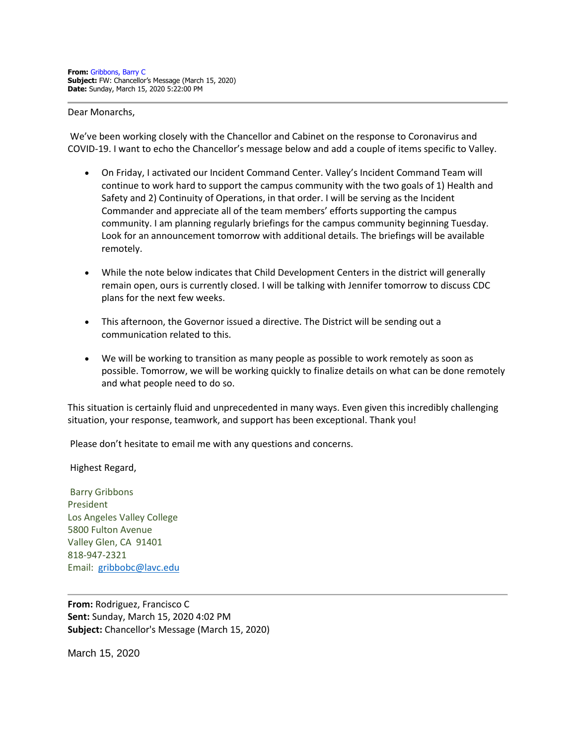**From:** Gribbons, Barry C
**Subject:** FW: Chancellor's Message (March 15, 2020)
**Date:** Sunday, March 15, 2020 5:22:00 PM

---

Dear Monarchs,

We've been working closely with the Chancellor and Cabinet on the response to Coronavirus and COVID-19. I want to echo the Chancellor's message below and add a couple of items specific to Valley.

- On Friday, I activated our Incident Command Center. Valley's Incident Command Team will continue to work hard to support the campus community with the two goals of 1) Health and Safety and 2) Continuity of Operations, in that order. I will be serving as the Incident Commander and appreciate all of the team members' efforts supporting the campus community. I am planning regularly briefings for the campus community beginning Tuesday. Look for an announcement tomorrow with additional details. The briefings will be available remotely.

- While the note below indicates that Child Development Centers in the district will generally remain open, ours is currently closed. I will be talking with Jennifer tomorrow to discuss CDC plans for the next few weeks.

- This afternoon, the Governor issued a directive. The District will be sending out a communication related to this.

- We will be working to transition as many people as possible to work remotely as soon as possible. Tomorrow, we will be working quickly to finalize details on what can be done remotely and what people need to do so.

This situation is certainly fluid and unprecedented in many ways. Even given this incredibly challenging situation, your response, teamwork, and support has been exceptional. Thank you!

Please don't hesitate to email me with any questions and concerns.

Highest Regard,

Barry Gribbons
President
Los Angeles Valley College
5800 Fulton Avenue
Valley Glen, CA 91401
818-947-2321
Email: gribbobc@lavc.edu

---

**From:** Rodriguez, Francisco C
**Sent:** Sunday, March 15, 2020 4:02 PM
**Subject:** Chancellor's Message (March 15, 2020)

March 15, 2020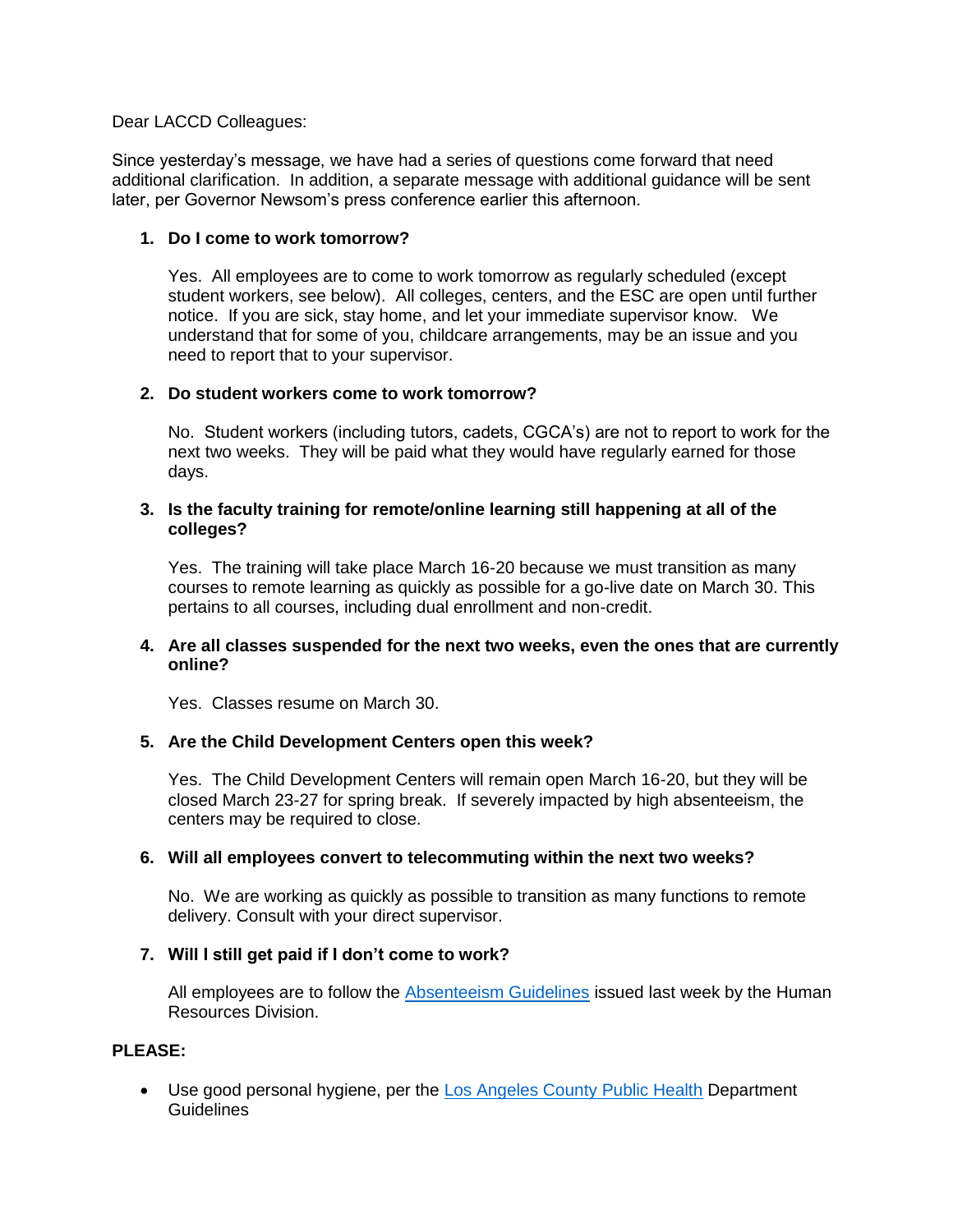Dear LACCD Colleagues:

Since yesterday's message, we have had a series of questions come forward that need additional clarification. In addition, a separate message with additional guidance will be sent later, per Governor Newsom's press conference earlier this afternoon.

1. **Do I come to work tomorrow?**

   Yes. All employees are to come to work tomorrow as regularly scheduled (except student workers, see below). All colleges, centers, and the ESC are open until further notice. If you are sick, stay home, and let your immediate supervisor know. We understand that for some of you, childcare arrangements, may be an issue and you need to report that to your supervisor.

2. **Do student workers come to work tomorrow?**

   No. Student workers (including tutors, cadets, CGCA's) are not to report to work for the next two weeks. They will be paid what they would have regularly earned for those days.

3. **Is the faculty training for remote/online learning still happening at all of the colleges?**

   Yes. The training will take place March 16-20 because we must transition as many courses to remote learning as quickly as possible for a go-live date on March 30. This pertains to all courses, including dual enrollment and non-credit.

4. **Are all classes suspended for the next two weeks, even the ones that are currently online?**

   Yes. Classes resume on March 30.

5. **Are the Child Development Centers open this week?**

   Yes. The Child Development Centers will remain open March 16-20, but they will be closed March 23-27 for spring break. If severely impacted by high absenteeism, the centers may be required to close.

6. **Will all employees convert to telecommuting within the next two weeks?**

   No. We are working as quickly as possible to transition as many functions to remote delivery. Consult with your direct supervisor.

7. **Will I still get paid if I don't come to work?**

   All employees are to follow the Absenteeism Guidelines issued last week by the Human Resources Division.

**PLEASE:**

- Use good personal hygiene, per the Los Angeles County Public Health Department Guidelines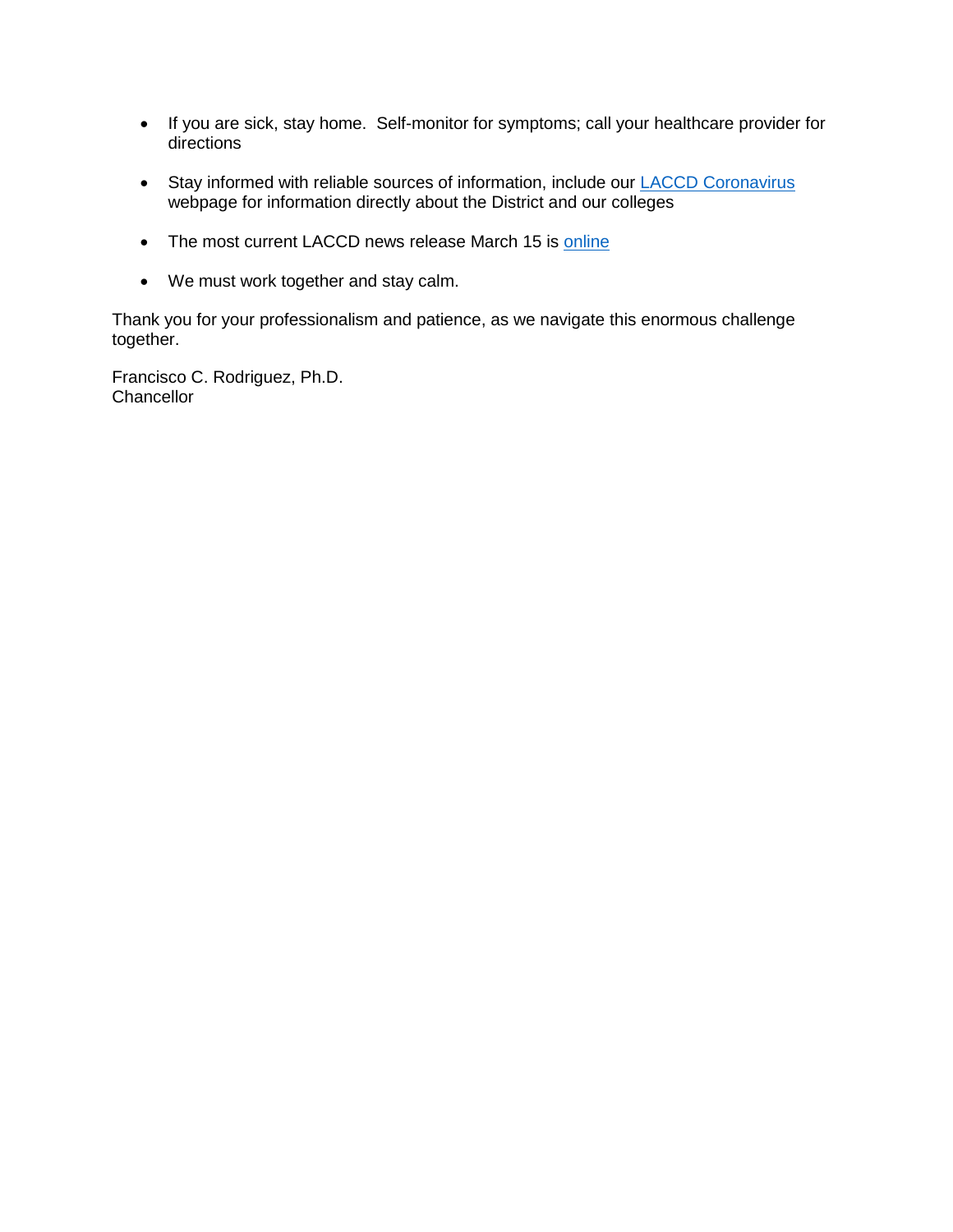- If you are sick, stay home. Self-monitor for symptoms; call your healthcare provider for directions
- Stay informed with reliable sources of information, include our LACCD Coronavirus webpage for information directly about the District and our colleges
- The most current LACCD news release March 15 is online
- We must work together and stay calm.

Thank you for your professionalism and patience, as we navigate this enormous challenge together.

Francisco C. Rodriguez, Ph.D.
Chancellor